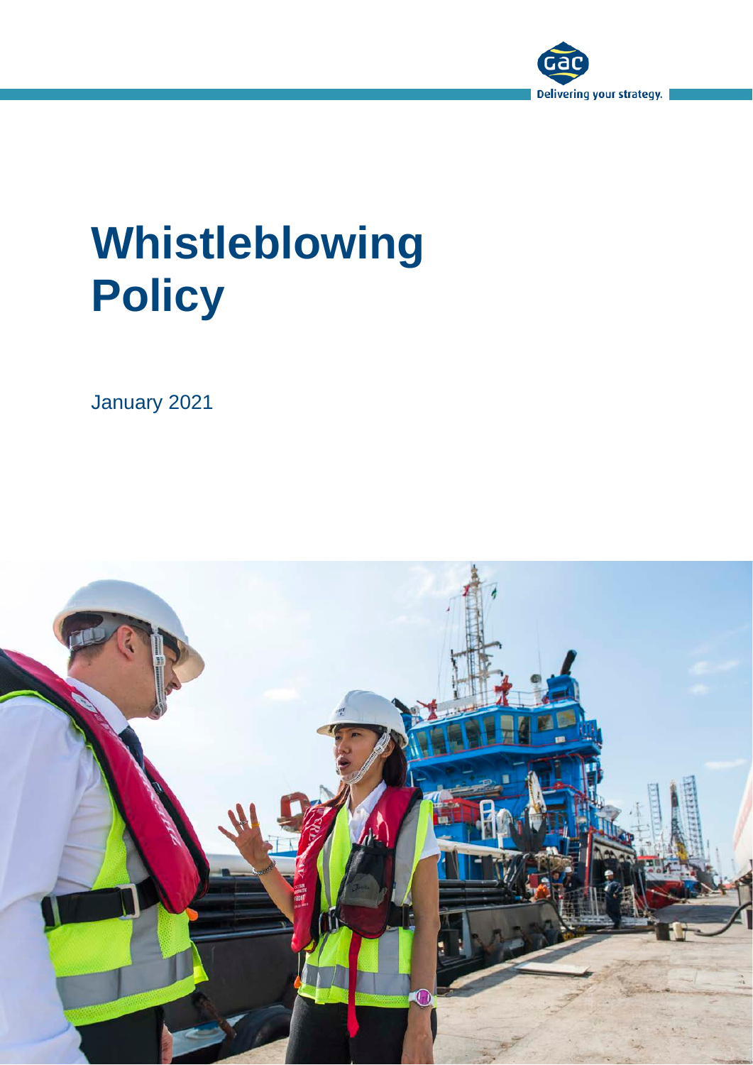# Whistleblowing Policy

January 2021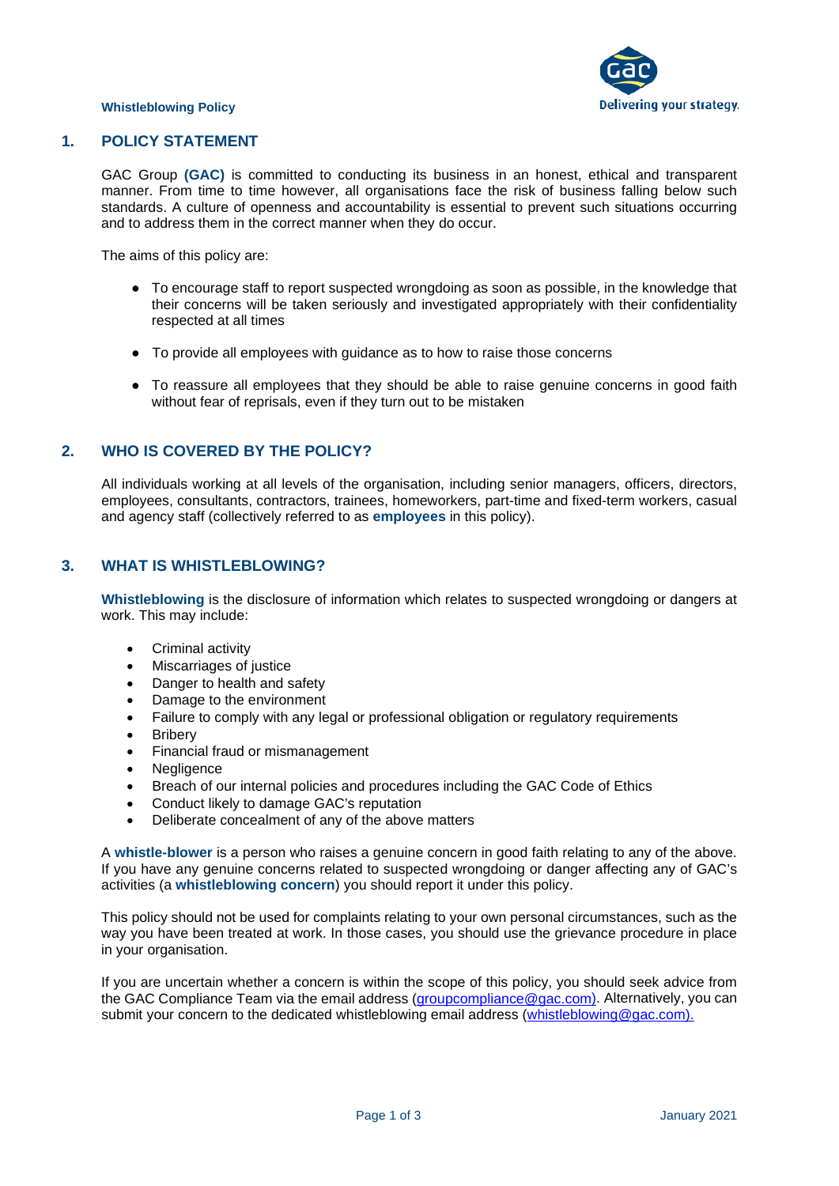## 1. POLICY STATEMENT

GAC Group **(GAC)** is committed to conducting its business in an honest, ethical and transparent manner. From time to time however, all organisations face the risk of business falling below such standards. A culture of openness and accountability is essential to prevent such situations occurring and to address them in the correct manner when they do occur.

The aims of this policy are:

- To encourage staff to report suspected wrongdoing as soon as possible, in the knowledge that their concerns will be taken seriously and investigated appropriately with their confidentiality respected at all times
- To provide all employees with guidance as to how to raise those concerns
- To reassure all employees that they should be able to raise genuine concerns in good faith without fear of reprisals, even if they turn out to be mistaken

## 2. WHO IS COVERED BY THE POLICY?

All individuals working at all levels of the organisation, including senior managers, officers, directors, employees, consultants, contractors, trainees, homeworkers, part-time and fixed-term workers, casual and agency staff (collectively referred to as **employees** in this policy).

## 3. WHAT IS WHISTLEBLOWING?

**Whistleblowing** is the disclosure of information which relates to suspected wrongdoing or dangers at work. This may include:

- Criminal activity
- Miscarriages of justice
- Danger to health and safety
- Damage to the environment
- Failure to comply with any legal or professional obligation or regulatory requirements
- Bribery
- Financial fraud or mismanagement
- Negligence
- Breach of our internal policies and procedures including the GAC Code of Ethics
- Conduct likely to damage GAC's reputation
- Deliberate concealment of any of the above matters

A **whistle-blower** is a person who raises a genuine concern in good faith relating to any of the above. If you have any genuine concerns related to suspected wrongdoing or danger affecting any of GAC's activities (a **whistleblowing concern**) you should report it under this policy.

This policy should not be used for complaints relating to your own personal circumstances, such as the way you have been treated at work. In those cases, you should use the grievance procedure in place in your organisation.

If you are uncertain whether a concern is within the scope of this policy, you should seek advice from the GAC Compliance Team via the email address (groupcompliance@gac.com). Alternatively, you can submit your concern to the dedicated whistleblowing email address (whistleblowing@gac.com).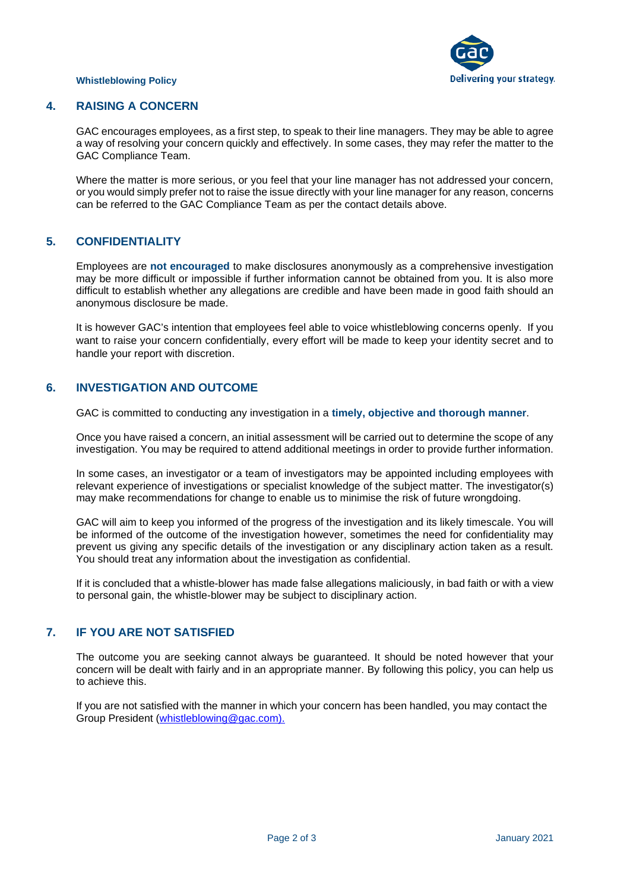## 4. RAISING A CONCERN

GAC encourages employees, as a first step, to speak to their line managers. They may be able to agree a way of resolving your concern quickly and effectively. In some cases, they may refer the matter to the GAC Compliance Team.

Where the matter is more serious, or you feel that your line manager has not addressed your concern, or you would simply prefer not to raise the issue directly with your line manager for any reason, concerns can be referred to the GAC Compliance Team as per the contact details above.

## 5. CONFIDENTIALITY

Employees are **not encouraged** to make disclosures anonymously as a comprehensive investigation may be more difficult or impossible if further information cannot be obtained from you. It is also more difficult to establish whether any allegations are credible and have been made in good faith should an anonymous disclosure be made.

It is however GAC's intention that employees feel able to voice whistleblowing concerns openly. If you want to raise your concern confidentially, every effort will be made to keep your identity secret and to handle your report with discretion.

## 6. INVESTIGATION AND OUTCOME

GAC is committed to conducting any investigation in a **timely, objective and thorough manner**.

Once you have raised a concern, an initial assessment will be carried out to determine the scope of any investigation. You may be required to attend additional meetings in order to provide further information.

In some cases, an investigator or a team of investigators may be appointed including employees with relevant experience of investigations or specialist knowledge of the subject matter. The investigator(s) may make recommendations for change to enable us to minimise the risk of future wrongdoing.

GAC will aim to keep you informed of the progress of the investigation and its likely timescale. You will be informed of the outcome of the investigation however, sometimes the need for confidentiality may prevent us giving any specific details of the investigation or any disciplinary action taken as a result. You should treat any information about the investigation as confidential.

If it is concluded that a whistle-blower has made false allegations maliciously, in bad faith or with a view to personal gain, the whistle-blower may be subject to disciplinary action.

## 7. IF YOU ARE NOT SATISFIED

The outcome you are seeking cannot always be guaranteed. It should be noted however that your concern will be dealt with fairly and in an appropriate manner. By following this policy, you can help us to achieve this.

If you are not satisfied with the manner in which your concern has been handled, you may contact the Group President (whistleblowing@gac.com).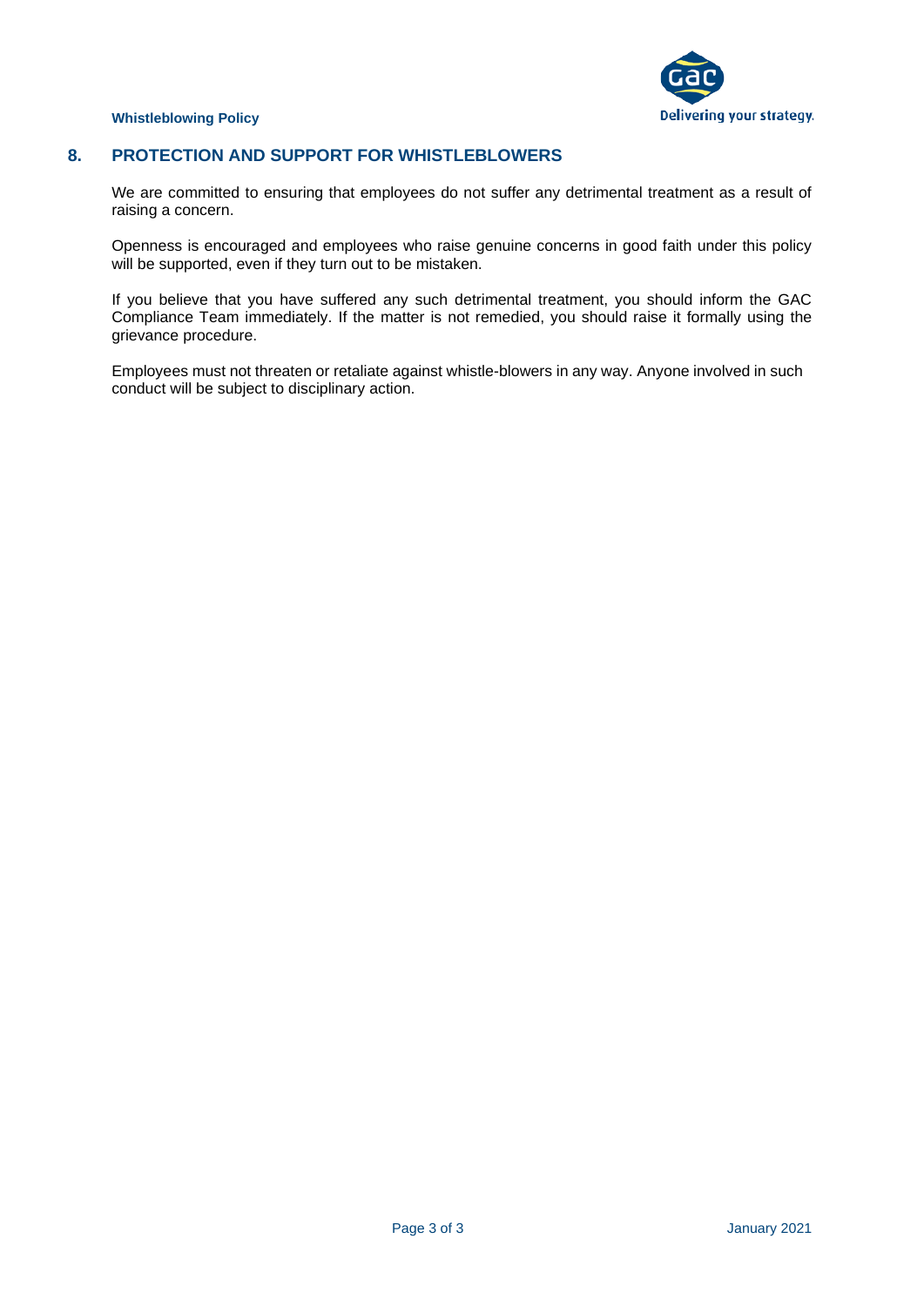## 8. PROTECTION AND SUPPORT FOR WHISTLEBLOWERS

We are committed to ensuring that employees do not suffer any detrimental treatment as a result of raising a concern.

Openness is encouraged and employees who raise genuine concerns in good faith under this policy will be supported, even if they turn out to be mistaken.

If you believe that you have suffered any such detrimental treatment, you should inform the GAC Compliance Team immediately. If the matter is not remedied, you should raise it formally using the grievance procedure.

Employees must not threaten or retaliate against whistle-blowers in any way. Anyone involved in such conduct will be subject to disciplinary action.